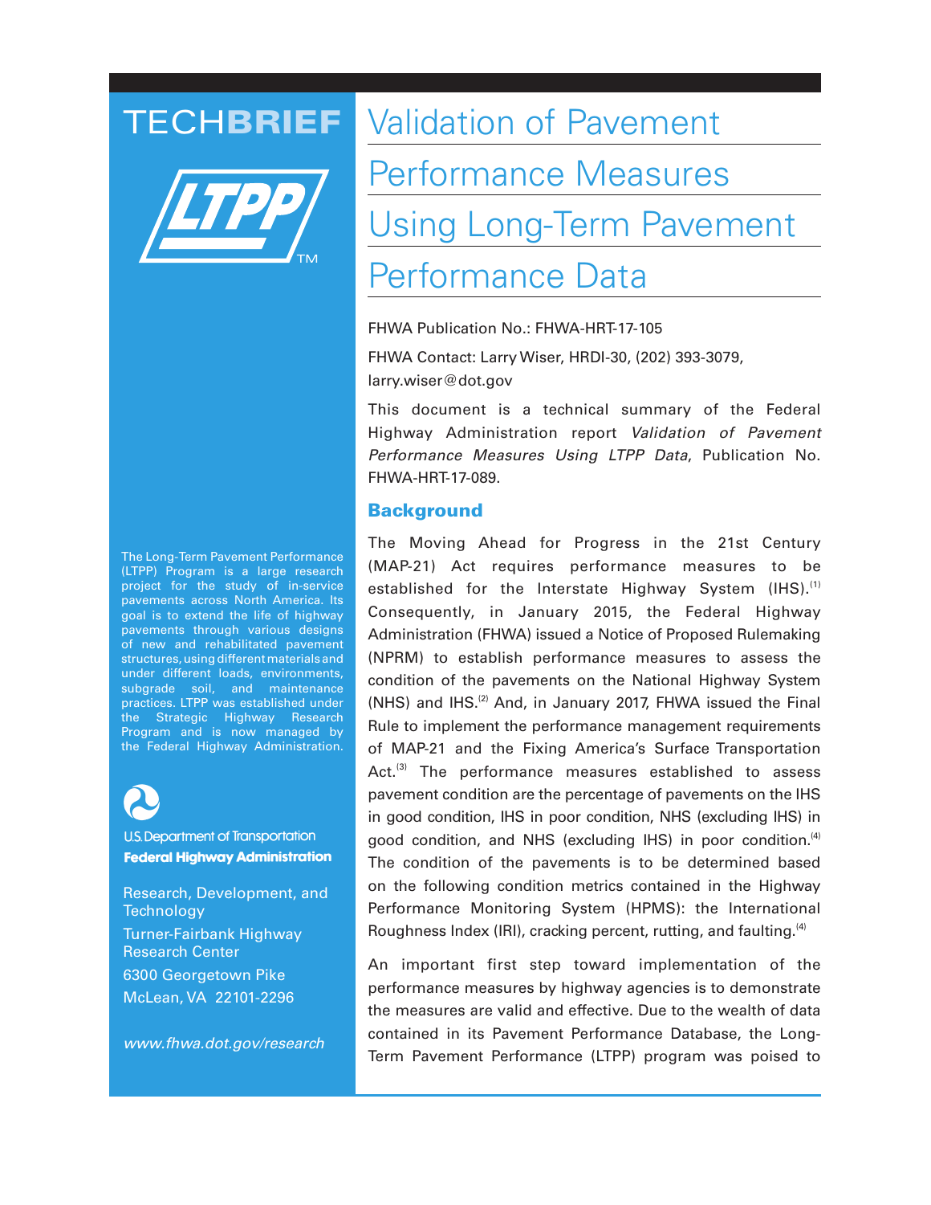# TECHBRIEF

# Validation of Pavement Performance Measures Using Long-Term Pavement Performance Data

FHWA Publication No.: FHWA-HRT-17-105

FHWA Contact: Larry Wiser, HRDI-30, (202) 393-3079, larry.wiser@dot.gov

This document is a technical summary of the Federal Highway Administration report *Validation of Pavement Performance Measures Using LTPP Data*, Publication No. FHWA-HRT-17-089.

## Background

The Moving Ahead for Progress in the 21st Century (MAP-21) Act requires performance measures to be established for the Interstate Highway System (IHS).[1] Consequently, in January 2015, the Federal Highway Administration (FHWA) issued a Notice of Proposed Rulemaking (NPRM) to establish performance measures to assess the condition of the pavements on the National Highway System (NHS) and IHS.[2] And, in January 2017, FHWA issued the Final Rule to implement the performance management requirements of MAP-21 and the Fixing America's Surface Transportation Act.[3] The performance measures established to assess pavement condition are the percentage of pavements on the IHS in good condition, IHS in poor condition, NHS (excluding IHS) in good condition, and NHS (excluding IHS) in poor condition.[4] The condition of the pavements is to be determined based on the following condition metrics contained in the Highway Performance Monitoring System (HPMS): the International Roughness Index (IRI), cracking percent, rutting, and faulting.[4]

An important first step toward implementation of the performance measures by highway agencies is to demonstrate the measures are valid and effective. Due to the wealth of data contained in its Pavement Performance Database, the Long-Term Pavement Performance (LTPP) program was poised to

The Long-Term Pavement Performance (LTPP) Program is a large research project for the study of in-service pavements across North America. Its goal is to extend the life of highway pavements through various designs of new and rehabilitated pavement structures, using different materials and under different loads, environments, subgrade soil, and maintenance practices. LTPP was established under the Strategic Highway Research Program and is now managed by the Federal Highway Administration.

U.S. Department of Transportation
**Federal Highway Administration**

Research, Development, and Technology
Turner-Fairbank Highway Research Center
6300 Georgetown Pike
McLean, VA 22101-2296

*www.fhwa.dot.gov/research*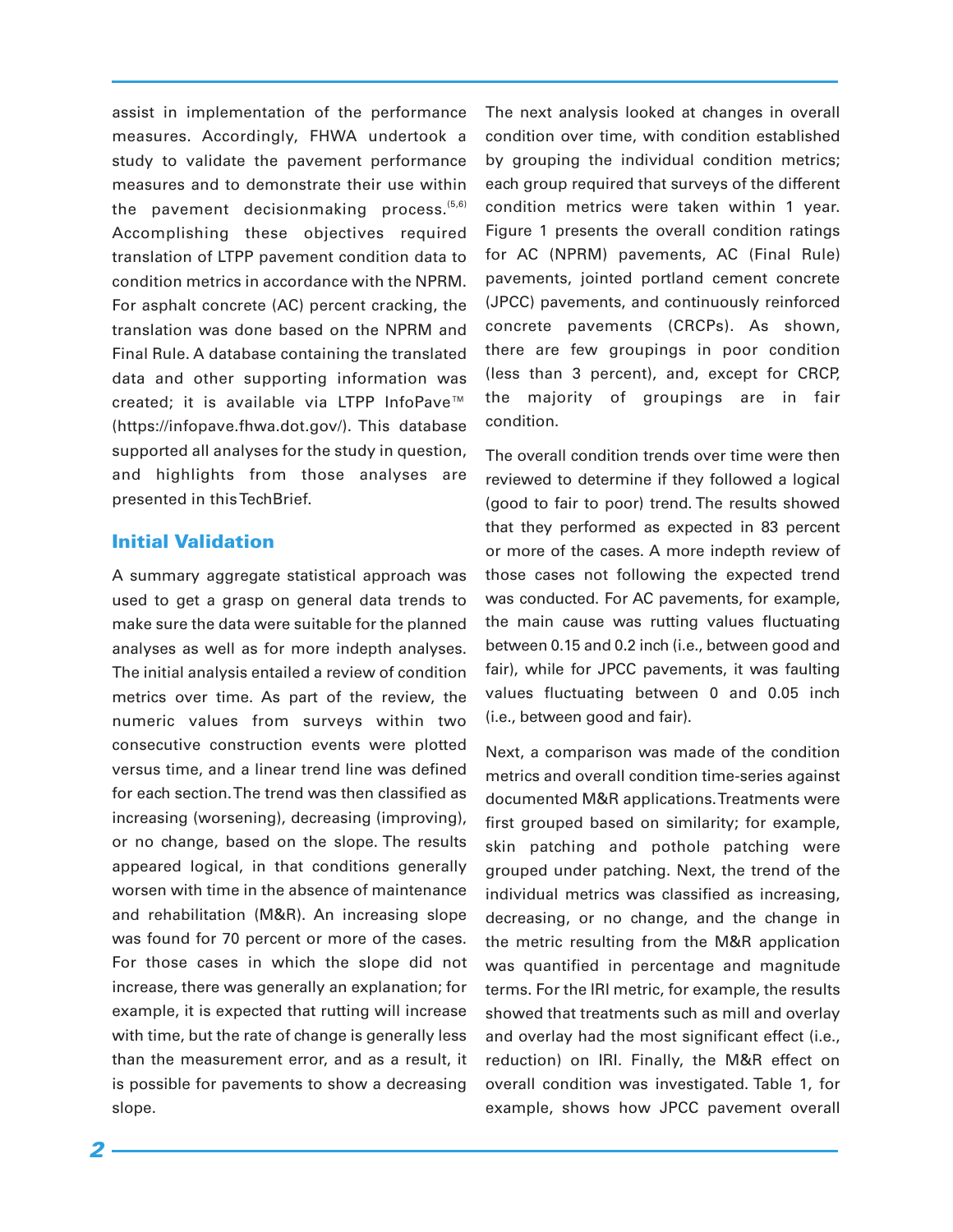assist in implementation of the performance measures. Accordingly, FHWA undertook a study to validate the pavement performance measures and to demonstrate their use within the pavement decisionmaking process.[5,6] Accomplishing these objectives required translation of LTPP pavement condition data to condition metrics in accordance with the NPRM. For asphalt concrete (AC) percent cracking, the translation was done based on the NPRM and Final Rule. A database containing the translated data and other supporting information was created; it is available via LTPP InfoPave™ (https://infopave.fhwa.dot.gov/). This database supported all analyses for the study in question, and highlights from those analyses are presented in this TechBrief.

## Initial Validation

A summary aggregate statistical approach was used to get a grasp on general data trends to make sure the data were suitable for the planned analyses as well as for more indepth analyses. The initial analysis entailed a review of condition metrics over time. As part of the review, the numeric values from surveys within two consecutive construction events were plotted versus time, and a linear trend line was defined for each section. The trend was then classified as increasing (worsening), decreasing (improving), or no change, based on the slope. The results appeared logical, in that conditions generally worsen with time in the absence of maintenance and rehabilitation (M&R). An increasing slope was found for 70 percent or more of the cases. For those cases in which the slope did not increase, there was generally an explanation; for example, it is expected that rutting will increase with time, but the rate of change is generally less than the measurement error, and as a result, it is possible for pavements to show a decreasing slope.

The next analysis looked at changes in overall condition over time, with condition established by grouping the individual condition metrics; each group required that surveys of the different condition metrics were taken within 1 year. Figure 1 presents the overall condition ratings for AC (NPRM) pavements, AC (Final Rule) pavements, jointed portland cement concrete (JPCC) pavements, and continuously reinforced concrete pavements (CRCPs). As shown, there are few groupings in poor condition (less than 3 percent), and, except for CRCP, the majority of groupings are in fair condition.

The overall condition trends over time were then reviewed to determine if they followed a logical (good to fair to poor) trend. The results showed that they performed as expected in 83 percent or more of the cases. A more indepth review of those cases not following the expected trend was conducted. For AC pavements, for example, the main cause was rutting values fluctuating between 0.15 and 0.2 inch (i.e., between good and fair), while for JPCC pavements, it was faulting values fluctuating between 0 and 0.05 inch (i.e., between good and fair).

Next, a comparison was made of the condition metrics and overall condition time-series against documented M&R applications. Treatments were first grouped based on similarity; for example, skin patching and pothole patching were grouped under patching. Next, the trend of the individual metrics was classified as increasing, decreasing, or no change, and the change in the metric resulting from the M&R application was quantified in percentage and magnitude terms. For the IRI metric, for example, the results showed that treatments such as mill and overlay and overlay had the most significant effect (i.e., reduction) on IRI. Finally, the M&R effect on overall condition was investigated. Table 1, for example, shows how JPCC pavement overall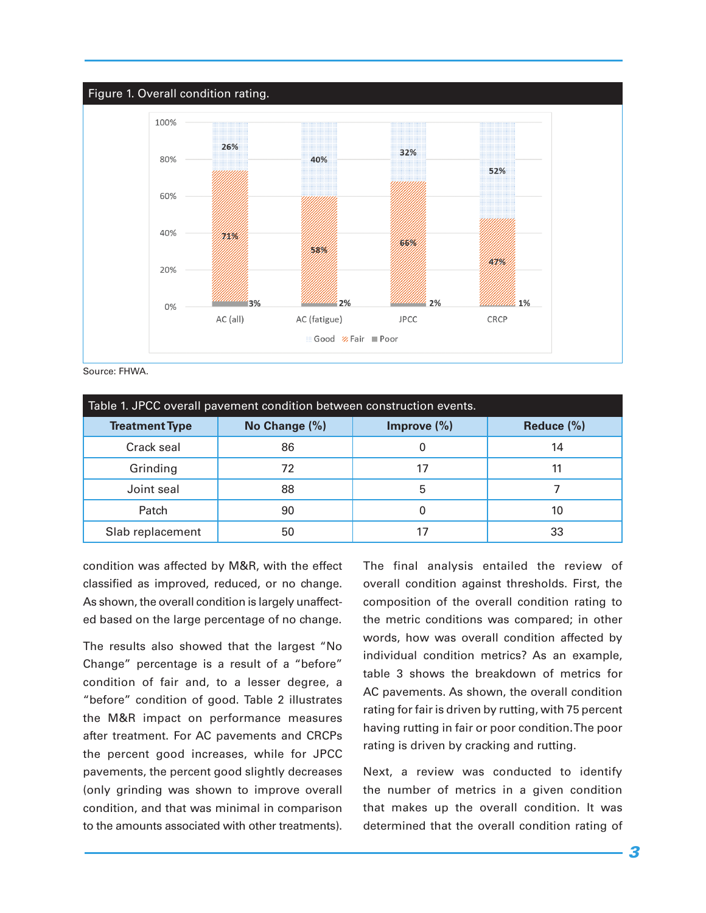Figure 1. Overall condition rating.

Source: FHWA.

| Treatment Type | No Change (%) | Improve (%) | Reduce (%) |
|---|---|---|---|
| Crack seal | 86 | 0 | 14 |
| Grinding | 72 | 17 | 11 |
| Joint seal | 88 | 5 | 7 |
| Patch | 90 | 0 | 10 |
| Slab replacement | 50 | 17 | 33 |

Table 1. JPCC overall pavement condition between construction events.

condition was affected by M&R, with the effect classified as improved, reduced, or no change. As shown, the overall condition is largely unaffected based on the large percentage of no change.

The results also showed that the largest "No Change" percentage is a result of a "before" condition of fair and, to a lesser degree, a "before" condition of good. Table 2 illustrates the M&R impact on performance measures after treatment. For AC pavements and CRCPs the percent good increases, while for JPCC pavements, the percent good slightly decreases (only grinding was shown to improve overall condition, and that was minimal in comparison to the amounts associated with other treatments).

The final analysis entailed the review of overall condition against thresholds. First, the composition of the overall condition rating to the metric conditions was compared; in other words, how was overall condition affected by individual condition metrics? As an example, table 3 shows the breakdown of metrics for AC pavements. As shown, the overall condition rating for fair is driven by rutting, with 75 percent having rutting in fair or poor condition. The poor rating is driven by cracking and rutting.

Next, a review was conducted to identify the number of metrics in a given condition that makes up the overall condition. It was determined that the overall condition rating of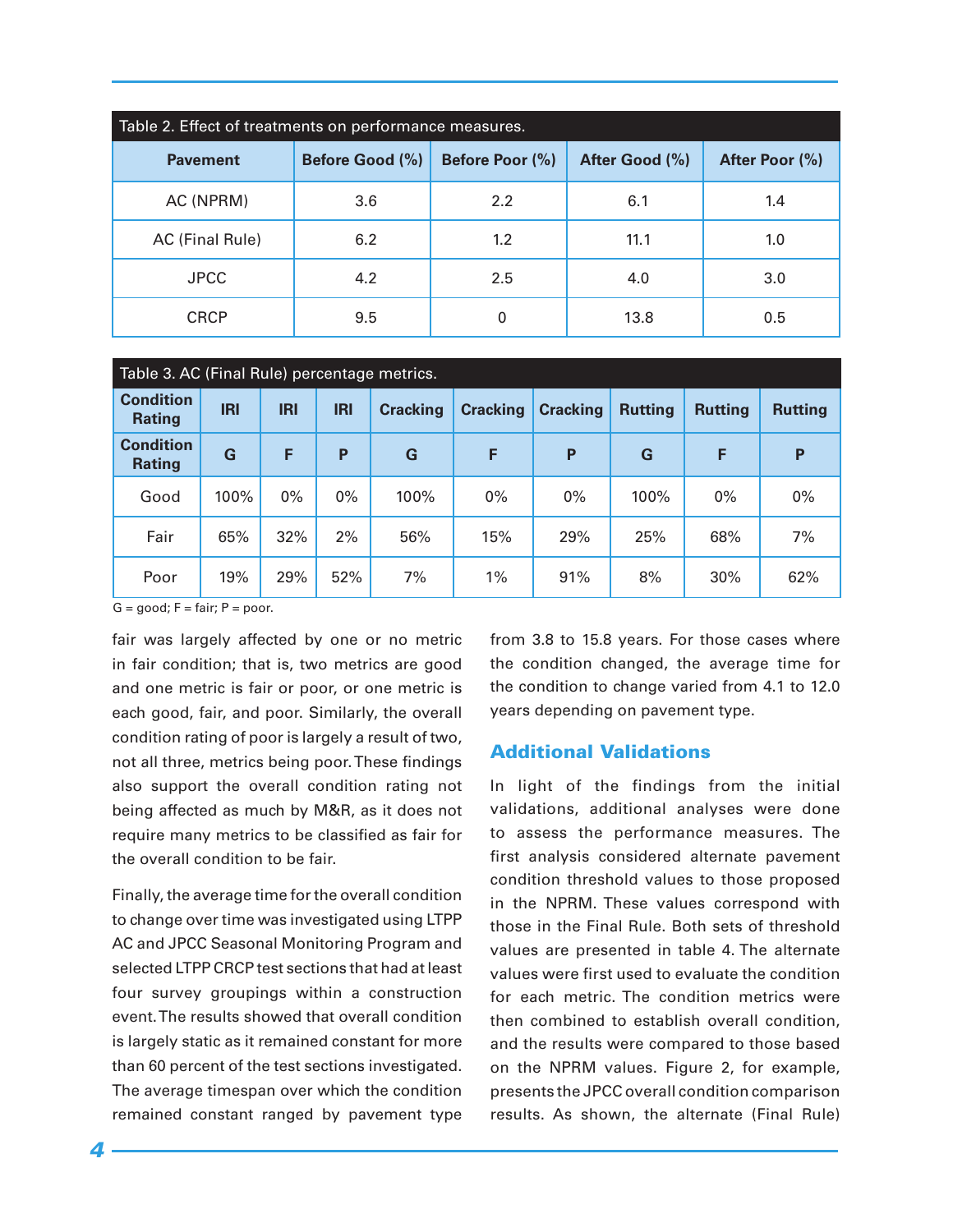Table 2. Effect of treatments on performance measures.

| Pavement | Before Good (%) | Before Poor (%) | After Good (%) | After Poor (%) |
|---|---|---|---|---|
| AC (NPRM) | 3.6 | 2.2 | 6.1 | 1.4 |
| AC (Final Rule) | 6.2 | 1.2 | 11.1 | 1.0 |
| JPCC | 4.2 | 2.5 | 4.0 | 3.0 |
| CRCP | 9.5 | 0 | 13.8 | 0.5 |

Table 3. AC (Final Rule) percentage metrics.

| Condition Rating | IRI | IRI | IRI | Cracking | Cracking | Cracking | Rutting | Rutting | Rutting |
|---|---|---|---|---|---|---|---|---|---|
| Condition Rating | G | F | P | G | F | P | G | F | P |
| Good | 100% | 0% | 0% | 100% | 0% | 0% | 100% | 0% | 0% |
| Fair | 65% | 32% | 2% | 56% | 15% | 29% | 25% | 68% | 7% |
| Poor | 19% | 29% | 52% | 7% | 1% | 91% | 8% | 30% | 62% |

G = good; F = fair; P = poor.

fair was largely affected by one or no metric in fair condition; that is, two metrics are good and one metric is fair or poor, or one metric is each good, fair, and poor. Similarly, the overall condition rating of poor is largely a result of two, not all three, metrics being poor. These findings also support the overall condition rating not being affected as much by M&R, as it does not require many metrics to be classified as fair for the overall condition to be fair.

Finally, the average time for the overall condition to change over time was investigated using LTPP AC and JPCC Seasonal Monitoring Program and selected LTPP CRCP test sections that had at least four survey groupings within a construction event. The results showed that overall condition is largely static as it remained constant for more than 60 percent of the test sections investigated. The average timespan over which the condition remained constant ranged by pavement type from 3.8 to 15.8 years. For those cases where the condition changed, the average time for the condition to change varied from 4.1 to 12.0 years depending on pavement type.

## Additional Validations

In light of the findings from the initial validations, additional analyses were done to assess the performance measures. The first analysis considered alternate pavement condition threshold values to those proposed in the NPRM. These values correspond with those in the Final Rule. Both sets of threshold values are presented in table 4. The alternate values were first used to evaluate the condition for each metric. The condition metrics were then combined to establish overall condition, and the results were compared to those based on the NPRM values. Figure 2, for example, presents the JPCC overall condition comparison results. As shown, the alternate (Final Rule)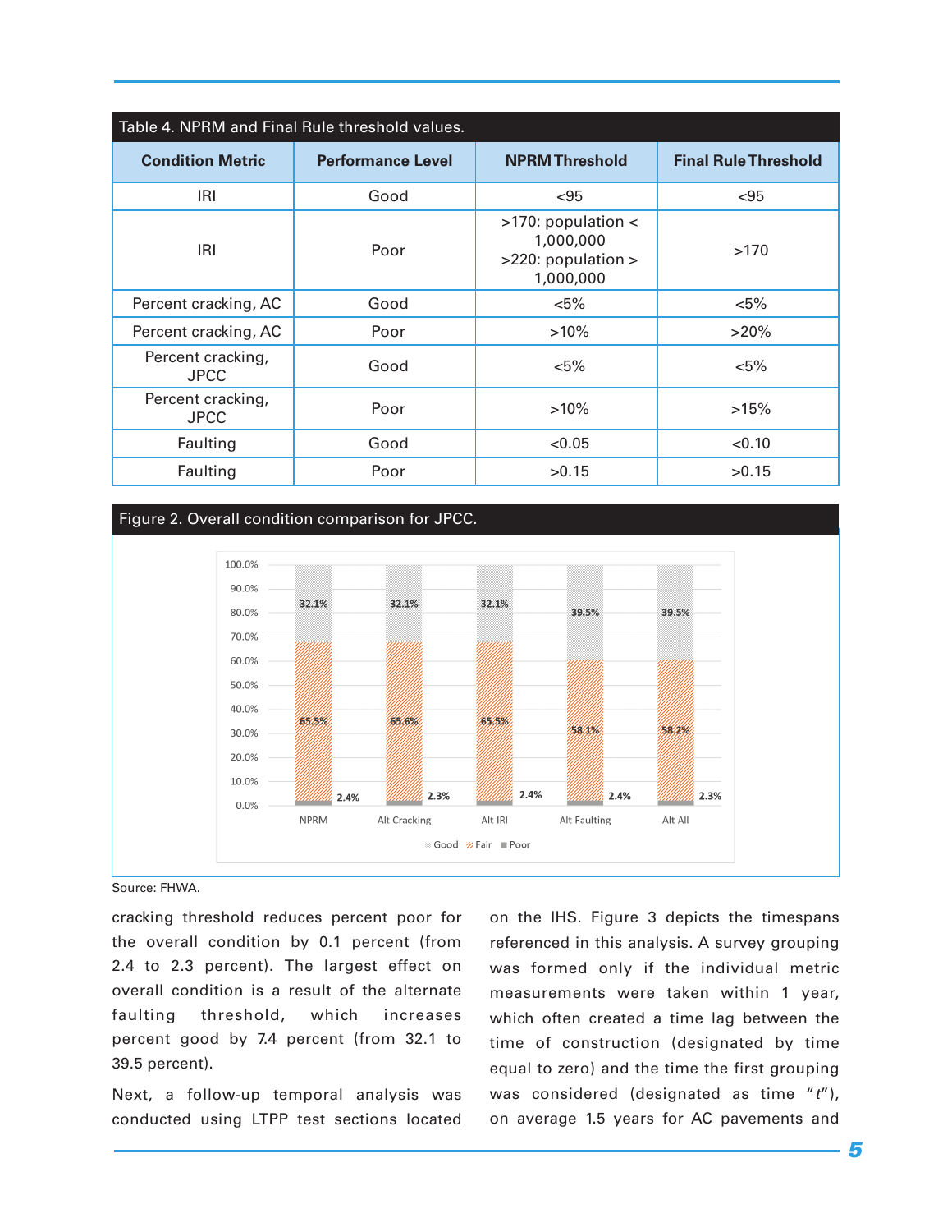Table 4. NPRM and Final Rule threshold values.

| Condition Metric | Performance Level | NPRM Threshold | Final Rule Threshold |
|---|---|---|---|
| IRI | Good | <95 | <95 |
| IRI | Poor | >170: population < 1,000,000<br>>220: population > 1,000,000 | >170 |
| Percent cracking, AC | Good | <5% | <5% |
| Percent cracking, AC | Poor | >10% | >20% |
| Percent cracking, JPCC | Good | <5% | <5% |
| Percent cracking, JPCC | Poor | >10% | >15% |
| Faulting | Good | <0.05 | <0.10 |
| Faulting | Poor | >0.15 | >0.15 |

Figure 2. Overall condition comparison for JPCC.

| | Good | Fair | Poor |
|---|---|---|---|
| NPRM | 32.1% | 65.5% | 2.4% |
| Alt Cracking | 32.1% | 65.6% | 2.3% |
| Alt IRI | 32.1% | 65.5% | 2.4% |
| Alt Faulting | 39.5% | 58.1% | 2.4% |
| Alt All | 39.5% | 58.2% | 2.3% |

Source: FHWA.

cracking threshold reduces percent poor for the overall condition by 0.1 percent (from 2.4 to 2.3 percent). The largest effect on overall condition is a result of the alternate faulting threshold, which increases percent good by 7.4 percent (from 32.1 to 39.5 percent).

Next, a follow-up temporal analysis was conducted using LTPP test sections located on the IHS. Figure 3 depicts the timespans referenced in this analysis. A survey grouping was formed only if the individual metric measurements were taken within 1 year, which often created a time lag between the time of construction (designated by time equal to zero) and the time the first grouping was considered (designated as time "*t*"), on average 1.5 years for AC pavements and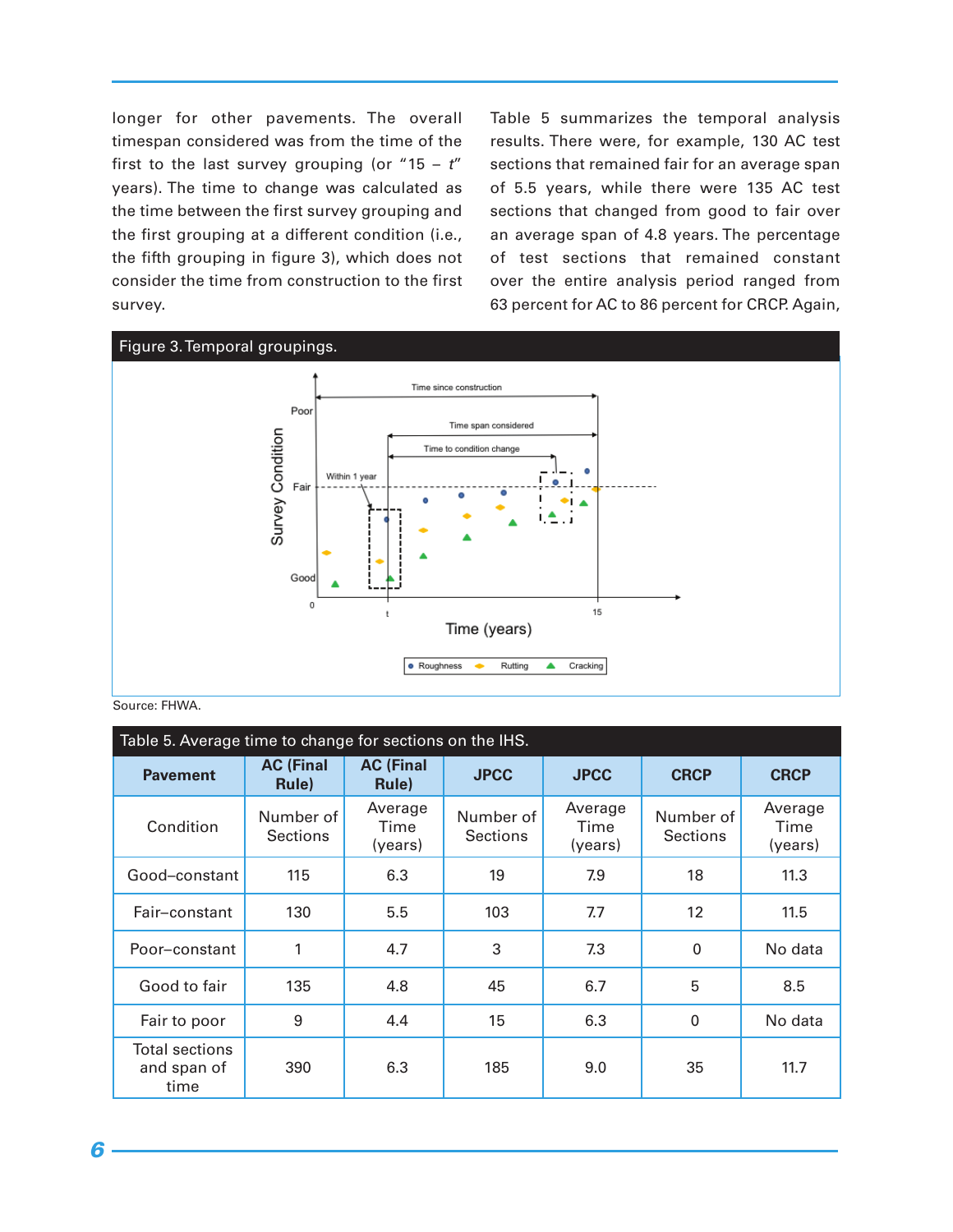longer for other pavements. The overall timespan considered was from the time of the first to the last survey grouping (or "15 – *t*" years). The time to change was calculated as the time between the first survey grouping and the first grouping at a different condition (i.e., the fifth grouping in figure 3), which does not consider the time from construction to the first survey.

Table 5 summarizes the temporal analysis results. There were, for example, 130 AC test sections that remained fair for an average span of 5.5 years, while there were 135 AC test sections that changed from good to fair over an average span of 4.8 years. The percentage of test sections that remained constant over the entire analysis period ranged from 63 percent for AC to 86 percent for CRCP. Again,

Figure 3. Temporal groupings.

Source: FHWA.

Table 5. Average time to change for sections on the IHS.

| Pavement | AC (Final Rule) | AC (Final Rule) | JPCC | JPCC | CRCP | CRCP |
|---|---|---|---|---|---|---|
| Condition | Number of Sections | Average Time (years) | Number of Sections | Average Time (years) | Number of Sections | Average Time (years) |
| Good–constant | 115 | 6.3 | 19 | 7.9 | 18 | 11.3 |
| Fair–constant | 130 | 5.5 | 103 | 7.7 | 12 | 11.5 |
| Poor–constant | 1 | 4.7 | 3 | 7.3 | 0 | No data |
| Good to fair | 135 | 4.8 | 45 | 6.7 | 5 | 8.5 |
| Fair to poor | 9 | 4.4 | 15 | 6.3 | 0 | No data |
| Total sections and span of time | 390 | 6.3 | 185 | 9.0 | 35 | 11.7 |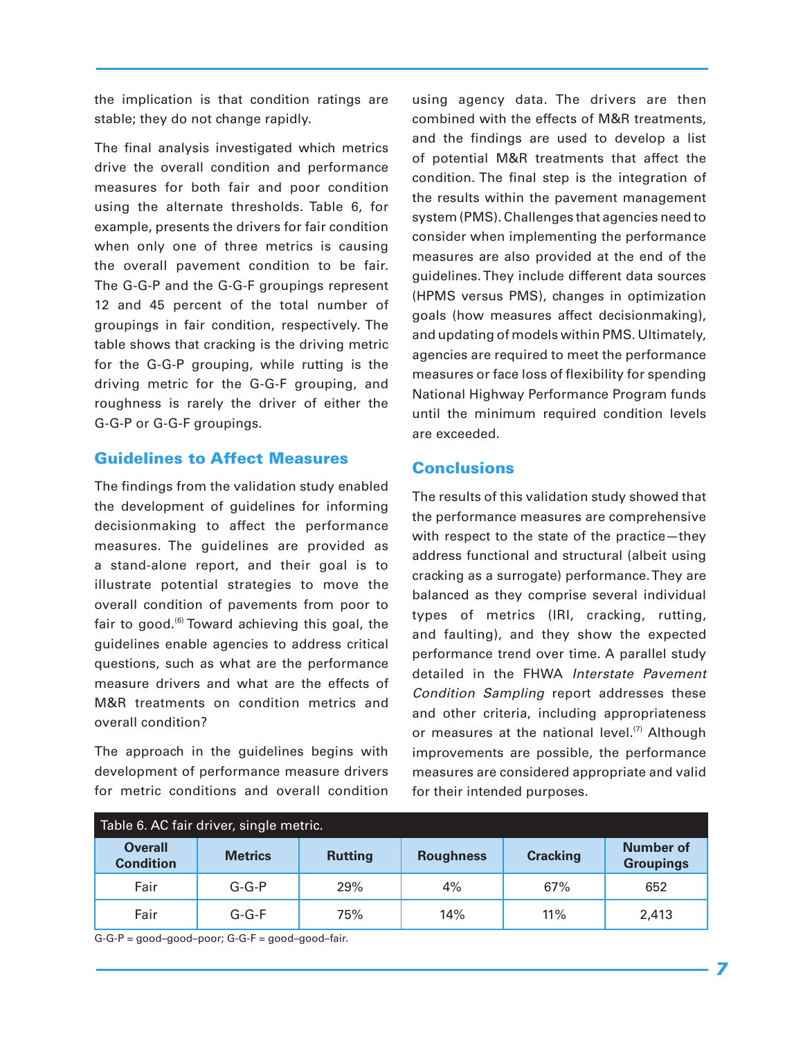the implication is that condition ratings are stable; they do not change rapidly.

The final analysis investigated which metrics drive the overall condition and performance measures for both fair and poor condition using the alternate thresholds. Table 6, for example, presents the drivers for fair condition when only one of three metrics is causing the overall pavement condition to be fair. The G-G-P and the G-G-F groupings represent 12 and 45 percent of the total number of groupings in fair condition, respectively. The table shows that cracking is the driving metric for the G-G-P grouping, while rutting is the driving metric for the G-G-F grouping, and roughness is rarely the driver of either the G-G-P or G-G-F groupings.

## Guidelines to Affect Measures

The findings from the validation study enabled the development of guidelines for informing decisionmaking to affect the performance measures. The guidelines are provided as a stand-alone report, and their goal is to illustrate potential strategies to move the overall condition of pavements from poor to fair to good.[6] Toward achieving this goal, the guidelines enable agencies to address critical questions, such as what are the performance measure drivers and what are the effects of M&R treatments on condition metrics and overall condition?

The approach in the guidelines begins with development of performance measure drivers for metric conditions and overall condition using agency data. The drivers are then combined with the effects of M&R treatments, and the findings are used to develop a list of potential M&R treatments that affect the condition. The final step is the integration of the results within the pavement management system (PMS). Challenges that agencies need to consider when implementing the performance measures are also provided at the end of the guidelines. They include different data sources (HPMS versus PMS), changes in optimization goals (how measures affect decisionmaking), and updating of models within PMS. Ultimately, agencies are required to meet the performance measures or face loss of flexibility for spending National Highway Performance Program funds until the minimum required condition levels are exceeded.

## Conclusions

The results of this validation study showed that the performance measures are comprehensive with respect to the state of the practice—they address functional and structural (albeit using cracking as a surrogate) performance. They are balanced as they comprise several individual types of metrics (IRI, cracking, rutting, and faulting), and they show the expected performance trend over time. A parallel study detailed in the FHWA *Interstate Pavement Condition Sampling* report addresses these and other criteria, including appropriateness or measures at the national level.[7] Although improvements are possible, the performance measures are considered appropriate and valid for their intended purposes.

Table 6. AC fair driver, single metric.

| Overall Condition | Metrics | Rutting | Roughness | Cracking | Number of Groupings |
|---|---|---|---|---|---|
| Fair | G-G-P | 29% | 4% | 67% | 652 |
| Fair | G-G-F | 75% | 14% | 11% | 2,413 |

G-G-P = good–good–poor; G-G-F = good–good–fair.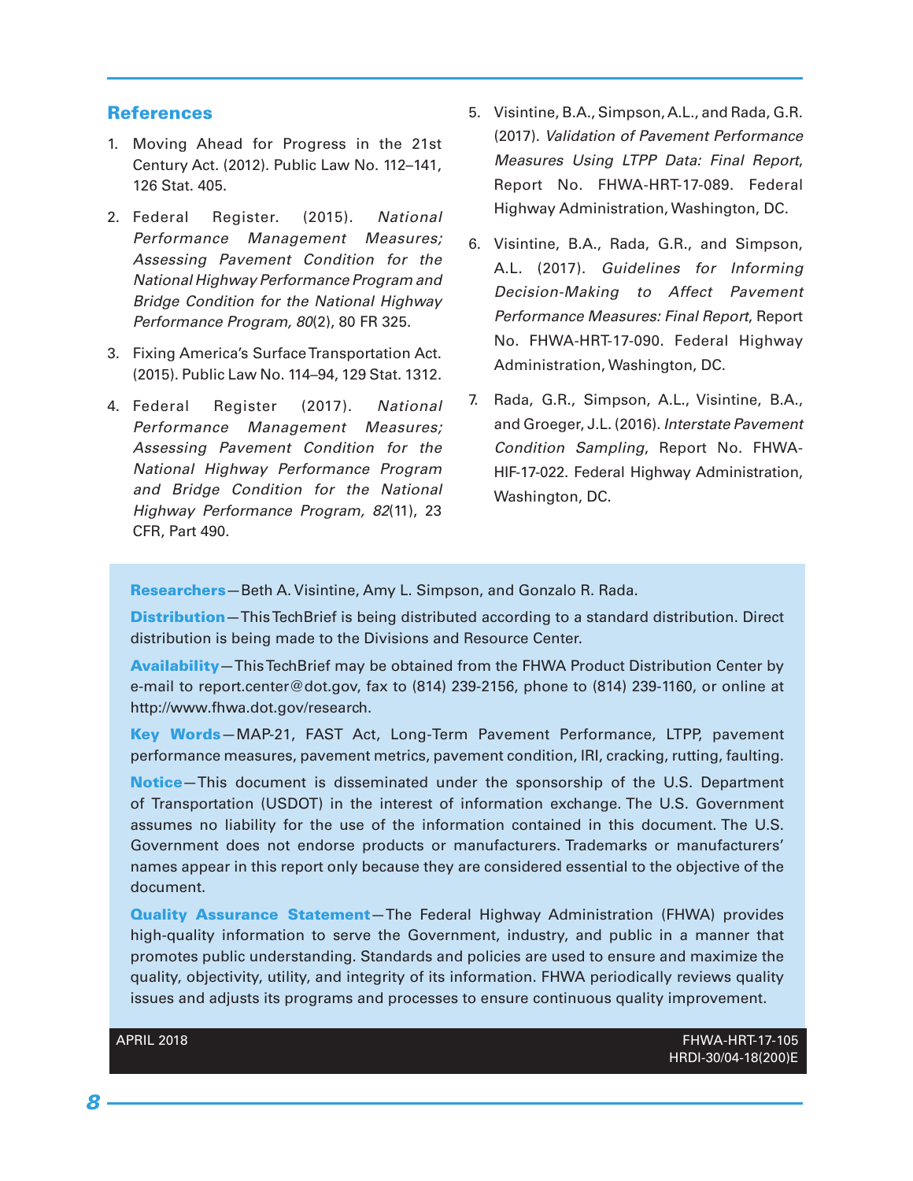## References

1. Moving Ahead for Progress in the 21st Century Act. (2012). Public Law No. 112–141, 126 Stat. 405.
2. Federal Register. (2015). *National Performance Management Measures; Assessing Pavement Condition for the National Highway Performance Program and Bridge Condition for the National Highway Performance Program, 80*(2), 80 FR 325.
3. Fixing America's Surface Transportation Act. (2015). Public Law No. 114–94, 129 Stat. 1312.
4. Federal Register (2017). *National Performance Management Measures; Assessing Pavement Condition for the National Highway Performance Program and Bridge Condition for the National Highway Performance Program, 82*(11), 23 CFR, Part 490.
5. Visintine, B.A., Simpson, A.L., and Rada, G.R. (2017). *Validation of Pavement Performance Measures Using LTPP Data: Final Report*, Report No. FHWA-HRT-17-089. Federal Highway Administration, Washington, DC.
6. Visintine, B.A., Rada, G.R., and Simpson, A.L. (2017). *Guidelines for Informing Decision-Making to Affect Pavement Performance Measures: Final Report*, Report No. FHWA-HRT-17-090. Federal Highway Administration, Washington, DC.
7. Rada, G.R., Simpson, A.L., Visintine, B.A., and Groeger, J.L. (2016). *Interstate Pavement Condition Sampling*, Report No. FHWA-HIF-17-022. Federal Highway Administration, Washington, DC.

**Researchers**—Beth A. Visintine, Amy L. Simpson, and Gonzalo R. Rada.

**Distribution**—This TechBrief is being distributed according to a standard distribution. Direct distribution is being made to the Divisions and Resource Center.

**Availability**—This TechBrief may be obtained from the FHWA Product Distribution Center by e-mail to report.center@dot.gov, fax to (814) 239-2156, phone to (814) 239-1160, or online at http://www.fhwa.dot.gov/research.

**Key Words**—MAP-21, FAST Act, Long-Term Pavement Performance, LTPP, pavement performance measures, pavement metrics, pavement condition, IRI, cracking, rutting, faulting.

**Notice**—This document is disseminated under the sponsorship of the U.S. Department of Transportation (USDOT) in the interest of information exchange. The U.S. Government assumes no liability for the use of the information contained in this document. The U.S. Government does not endorse products or manufacturers. Trademarks or manufacturers' names appear in this report only because they are considered essential to the objective of the document.

**Quality Assurance Statement**—The Federal Highway Administration (FHWA) provides high-quality information to serve the Government, industry, and public in a manner that promotes public understanding. Standards and policies are used to ensure and maximize the quality, objectivity, utility, and integrity of its information. FHWA periodically reviews quality issues and adjusts its programs and processes to ensure continuous quality improvement.

APRIL 2018

FHWA-HRT-17-105
HRDI-30/04-18(200)E